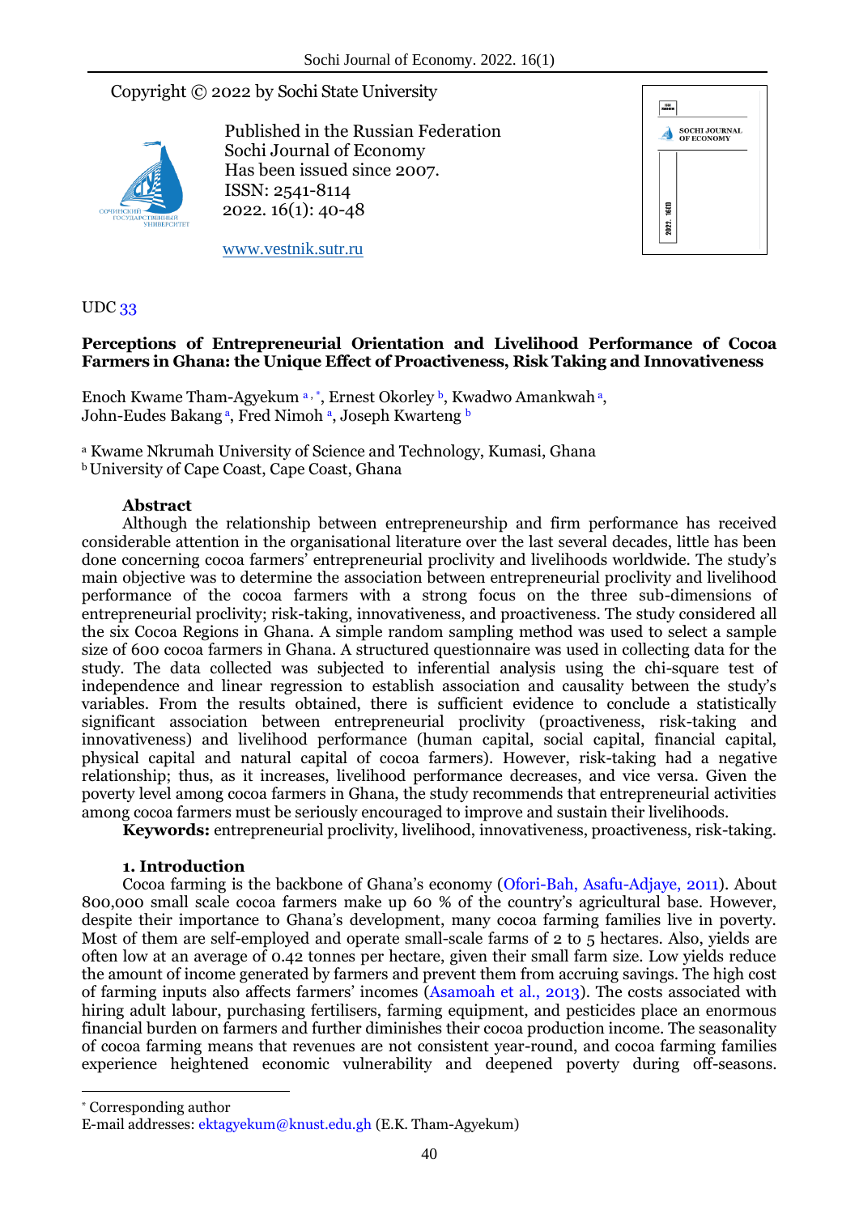Copyright © 2022 by Sochi State University

Published in the Russian Federation
Sochi Journal of Economy
Has been issued since 2007.
ISSN: 2541-8114
2022. 16(1): 40-48

www.vestnik.sutr.ru

UDC 33

# Perceptions of Entrepreneurial Orientation and Livelihood Performance of Cocoa Farmers in Ghana: the Unique Effect of Proactiveness, Risk Taking and Innovativeness

Enoch Kwame Tham-Agyekum [a,*], Ernest Okorley [b], Kwadwo Amankwah [a], John-Eudes Bakang [a], Fred Nimoh [a], Joseph Kwarteng [b]

[a] Kwame Nkrumah University of Science and Technology, Kumasi, Ghana
[b] University of Cape Coast, Cape Coast, Ghana

## Abstract

Although the relationship between entrepreneurship and firm performance has received considerable attention in the organisational literature over the last several decades, little has been done concerning cocoa farmers' entrepreneurial proclivity and livelihoods worldwide. The study's main objective was to determine the association between entrepreneurial proclivity and livelihood performance of the cocoa farmers with a strong focus on the three sub-dimensions of entrepreneurial proclivity; risk-taking, innovativeness, and proactiveness. The study considered all the six Cocoa Regions in Ghana. A simple random sampling method was used to select a sample size of 600 cocoa farmers in Ghana. A structured questionnaire was used in collecting data for the study. The data collected was subjected to inferential analysis using the chi-square test of independence and linear regression to establish association and causality between the study's variables. From the results obtained, there is sufficient evidence to conclude a statistically significant association between entrepreneurial proclivity (proactiveness, risk-taking and innovativeness) and livelihood performance (human capital, social capital, financial capital, physical capital and natural capital of cocoa farmers). However, risk-taking had a negative relationship; thus, as it increases, livelihood performance decreases, and vice versa. Given the poverty level among cocoa farmers in Ghana, the study recommends that entrepreneurial activities among cocoa farmers must be seriously encouraged to improve and sustain their livelihoods.

**Keywords:** entrepreneurial proclivity, livelihood, innovativeness, proactiveness, risk-taking.

## 1. Introduction

Cocoa farming is the backbone of Ghana's economy (Ofori-Bah, Asafu-Adjaye, 2011). About 800,000 small scale cocoa farmers make up 60 % of the country's agricultural base. However, despite their importance to Ghana's development, many cocoa farming families live in poverty. Most of them are self-employed and operate small-scale farms of 2 to 5 hectares. Also, yields are often low at an average of 0.42 tonnes per hectare, given their small farm size. Low yields reduce the amount of income generated by farmers and prevent them from accruing savings. The high cost of farming inputs also affects farmers' incomes (Asamoah et al., 2013). The costs associated with hiring adult labour, purchasing fertilisers, farming equipment, and pesticides place an enormous financial burden on farmers and further diminishes their cocoa production income. The seasonality of cocoa farming means that revenues are not consistent year-round, and cocoa farming families experience heightened economic vulnerability and deepened poverty during off-seasons.

[*] Corresponding author
E-mail addresses: ektagyekum@knust.edu.gh (E.K. Tham-Agyekum)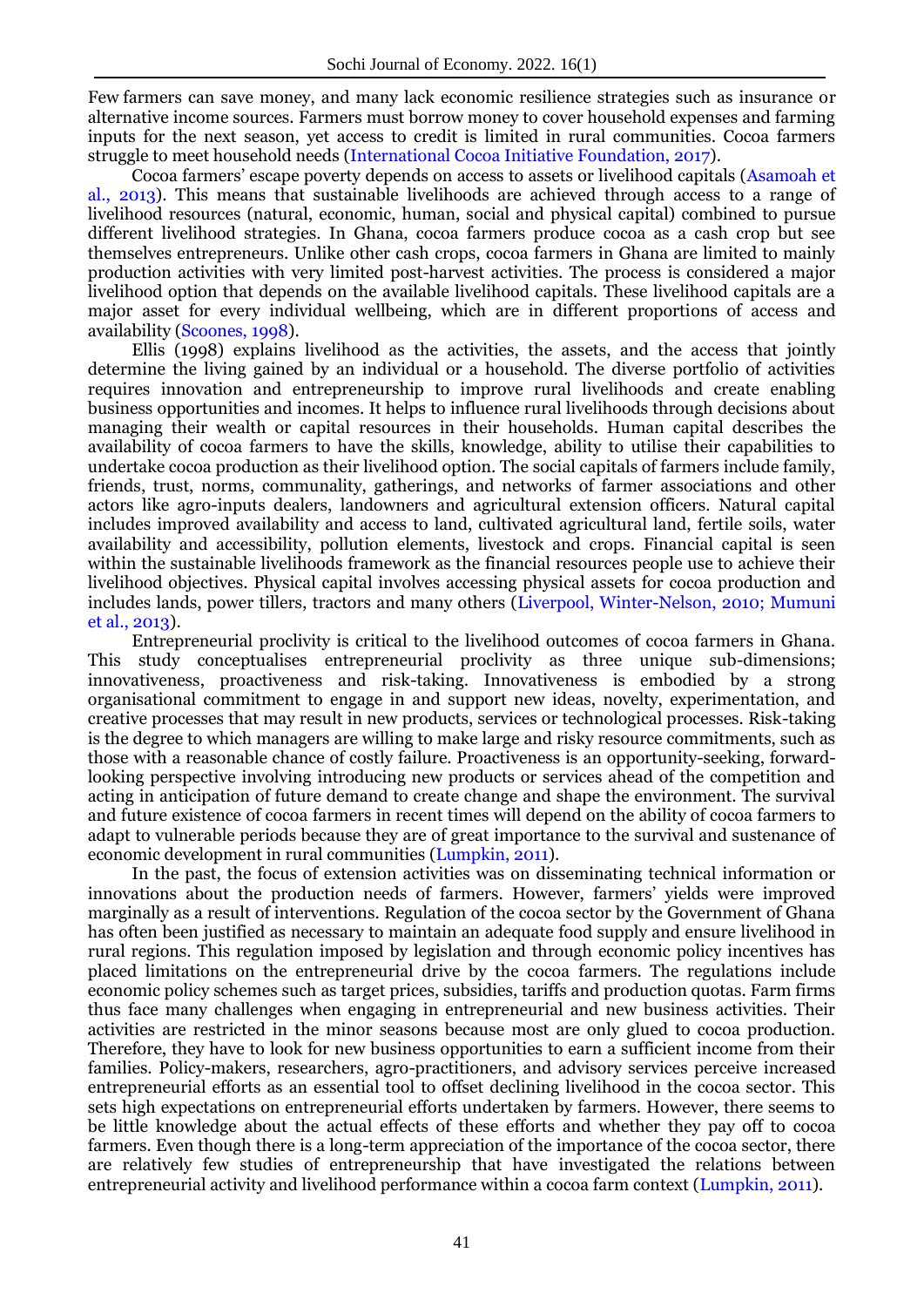Few farmers can save money, and many lack economic resilience strategies such as insurance or alternative income sources. Farmers must borrow money to cover household expenses and farming inputs for the next season, yet access to credit is limited in rural communities. Cocoa farmers struggle to meet household needs (International Cocoa Initiative Foundation, 2017).

Cocoa farmers' escape poverty depends on access to assets or livelihood capitals (Asamoah et al., 2013). This means that sustainable livelihoods are achieved through access to a range of livelihood resources (natural, economic, human, social and physical capital) combined to pursue different livelihood strategies. In Ghana, cocoa farmers produce cocoa as a cash crop but see themselves entrepreneurs. Unlike other cash crops, cocoa farmers in Ghana are limited to mainly production activities with very limited post-harvest activities. The process is considered a major livelihood option that depends on the available livelihood capitals. These livelihood capitals are a major asset for every individual wellbeing, which are in different proportions of access and availability (Scoones, 1998).

Ellis (1998) explains livelihood as the activities, the assets, and the access that jointly determine the living gained by an individual or a household. The diverse portfolio of activities requires innovation and entrepreneurship to improve rural livelihoods and create enabling business opportunities and incomes. It helps to influence rural livelihoods through decisions about managing their wealth or capital resources in their households. Human capital describes the availability of cocoa farmers to have the skills, knowledge, ability to utilise their capabilities to undertake cocoa production as their livelihood option. The social capitals of farmers include family, friends, trust, norms, communality, gatherings, and networks of farmer associations and other actors like agro-inputs dealers, landowners and agricultural extension officers. Natural capital includes improved availability and access to land, cultivated agricultural land, fertile soils, water availability and accessibility, pollution elements, livestock and crops. Financial capital is seen within the sustainable livelihoods framework as the financial resources people use to achieve their livelihood objectives. Physical capital involves accessing physical assets for cocoa production and includes lands, power tillers, tractors and many others (Liverpool, Winter-Nelson, 2010; Mumuni et al., 2013).

Entrepreneurial proclivity is critical to the livelihood outcomes of cocoa farmers in Ghana. This study conceptualises entrepreneurial proclivity as three unique sub-dimensions; innovativeness, proactiveness and risk-taking. Innovativeness is embodied by a strong organisational commitment to engage in and support new ideas, novelty, experimentation, and creative processes that may result in new products, services or technological processes. Risk-taking is the degree to which managers are willing to make large and risky resource commitments, such as those with a reasonable chance of costly failure. Proactiveness is an opportunity-seeking, forward-looking perspective involving introducing new products or services ahead of the competition and acting in anticipation of future demand to create change and shape the environment. The survival and future existence of cocoa farmers in recent times will depend on the ability of cocoa farmers to adapt to vulnerable periods because they are of great importance to the survival and sustenance of economic development in rural communities (Lumpkin, 2011).

In the past, the focus of extension activities was on disseminating technical information or innovations about the production needs of farmers. However, farmers' yields were improved marginally as a result of interventions. Regulation of the cocoa sector by the Government of Ghana has often been justified as necessary to maintain an adequate food supply and ensure livelihood in rural regions. This regulation imposed by legislation and through economic policy incentives has placed limitations on the entrepreneurial drive by the cocoa farmers. The regulations include economic policy schemes such as target prices, subsidies, tariffs and production quotas. Farm firms thus face many challenges when engaging in entrepreneurial and new business activities. Their activities are restricted in the minor seasons because most are only glued to cocoa production. Therefore, they have to look for new business opportunities to earn a sufficient income from their families. Policy-makers, researchers, agro-practitioners, and advisory services perceive increased entrepreneurial efforts as an essential tool to offset declining livelihood in the cocoa sector. This sets high expectations on entrepreneurial efforts undertaken by farmers. However, there seems to be little knowledge about the actual effects of these efforts and whether they pay off to cocoa farmers. Even though there is a long-term appreciation of the importance of the cocoa sector, there are relatively few studies of entrepreneurship that have investigated the relations between entrepreneurial activity and livelihood performance within a cocoa farm context (Lumpkin, 2011).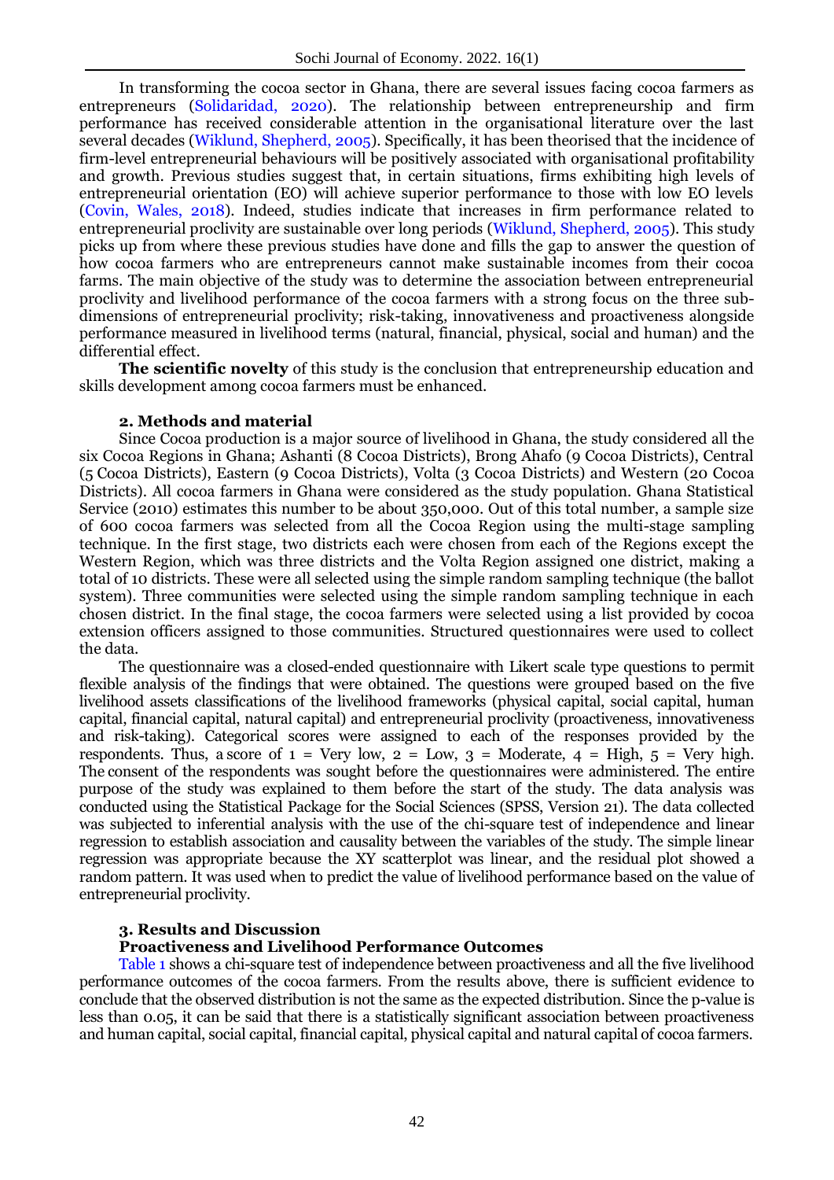In transforming the cocoa sector in Ghana, there are several issues facing cocoa farmers as entrepreneurs (Solidaridad, 2020). The relationship between entrepreneurship and firm performance has received considerable attention in the organisational literature over the last several decades (Wiklund, Shepherd, 2005). Specifically, it has been theorised that the incidence of firm-level entrepreneurial behaviours will be positively associated with organisational profitability and growth. Previous studies suggest that, in certain situations, firms exhibiting high levels of entrepreneurial orientation (EO) will achieve superior performance to those with low EO levels (Covin, Wales, 2018). Indeed, studies indicate that increases in firm performance related to entrepreneurial proclivity are sustainable over long periods (Wiklund, Shepherd, 2005). This study picks up from where these previous studies have done and fills the gap to answer the question of how cocoa farmers who are entrepreneurs cannot make sustainable incomes from their cocoa farms. The main objective of the study was to determine the association between entrepreneurial proclivity and livelihood performance of the cocoa farmers with a strong focus on the three sub-dimensions of entrepreneurial proclivity; risk-taking, innovativeness and proactiveness alongside performance measured in livelihood terms (natural, financial, physical, social and human) and the differential effect.

**The scientific novelty** of this study is the conclusion that entrepreneurship education and skills development among cocoa farmers must be enhanced.

## 2. Methods and material

Since Cocoa production is a major source of livelihood in Ghana, the study considered all the six Cocoa Regions in Ghana; Ashanti (8 Cocoa Districts), Brong Ahafo (9 Cocoa Districts), Central (5 Cocoa Districts), Eastern (9 Cocoa Districts), Volta (3 Cocoa Districts) and Western (20 Cocoa Districts). All cocoa farmers in Ghana were considered as the study population. Ghana Statistical Service (2010) estimates this number to be about 350,000. Out of this total number, a sample size of 600 cocoa farmers was selected from all the Cocoa Region using the multi-stage sampling technique. In the first stage, two districts each were chosen from each of the Regions except the Western Region, which was three districts and the Volta Region assigned one district, making a total of 10 districts. These were all selected using the simple random sampling technique (the ballot system). Three communities were selected using the simple random sampling technique in each chosen district. In the final stage, the cocoa farmers were selected using a list provided by cocoa extension officers assigned to those communities. Structured questionnaires were used to collect the data.

The questionnaire was a closed-ended questionnaire with Likert scale type questions to permit flexible analysis of the findings that were obtained. The questions were grouped based on the five livelihood assets classifications of the livelihood frameworks (physical capital, social capital, human capital, financial capital, natural capital) and entrepreneurial proclivity (proactiveness, innovativeness and risk-taking). Categorical scores were assigned to each of the responses provided by the respondents. Thus, a score of 1 = Very low, 2 = Low, 3 = Moderate, 4 = High, 5 = Very high. The consent of the respondents was sought before the questionnaires were administered. The entire purpose of the study was explained to them before the start of the study. The data analysis was conducted using the Statistical Package for the Social Sciences (SPSS, Version 21). The data collected was subjected to inferential analysis with the use of the chi-square test of independence and linear regression to establish association and causality between the variables of the study. The simple linear regression was appropriate because the XY scatterplot was linear, and the residual plot showed a random pattern. It was used when to predict the value of livelihood performance based on the value of entrepreneurial proclivity.

## 3. Results and Discussion

### Proactiveness and Livelihood Performance Outcomes

Table 1 shows a chi-square test of independence between proactiveness and all the five livelihood performance outcomes of the cocoa farmers. From the results above, there is sufficient evidence to conclude that the observed distribution is not the same as the expected distribution. Since the p-value is less than 0.05, it can be said that there is a statistically significant association between proactiveness and human capital, social capital, financial capital, physical capital and natural capital of cocoa farmers.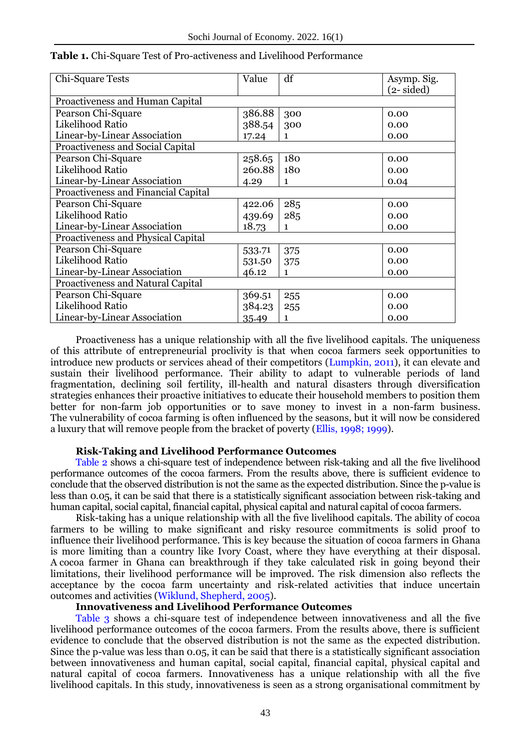**Table 1.** Chi-Square Test of Pro-activeness and Livelihood Performance

| Chi-Square Tests | Value | df | Asymp. Sig. (2- sided) |
|---|---|---|---|
| Proactiveness and Human Capital | | | |
| Pearson Chi-Square | 386.88 | 300 | 0.00 |
| Likelihood Ratio | 388.54 | 300 | 0.00 |
| Linear-by-Linear Association | 17.24 | 1 | 0.00 |
| Proactiveness and Social Capital | | | |
| Pearson Chi-Square | 258.65 | 180 | 0.00 |
| Likelihood Ratio | 260.88 | 180 | 0.00 |
| Linear-by-Linear Association | 4.29 | 1 | 0.04 |
| Proactiveness and Financial Capital | | | |
| Pearson Chi-Square | 422.06 | 285 | 0.00 |
| Likelihood Ratio | 439.69 | 285 | 0.00 |
| Linear-by-Linear Association | 18.73 | 1 | 0.00 |
| Proactiveness and Physical Capital | | | |
| Pearson Chi-Square | 533.71 | 375 | 0.00 |
| Likelihood Ratio | 531.50 | 375 | 0.00 |
| Linear-by-Linear Association | 46.12 | 1 | 0.00 |
| Proactiveness and Natural Capital | | | |
| Pearson Chi-Square | 369.51 | 255 | 0.00 |
| Likelihood Ratio | 384.23 | 255 | 0.00 |
| Linear-by-Linear Association | 35.49 | 1 | 0.00 |

Proactiveness has a unique relationship with all the five livelihood capitals. The uniqueness of this attribute of entrepreneurial proclivity is that when cocoa farmers seek opportunities to introduce new products or services ahead of their competitors (Lumpkin, 2011), it can elevate and sustain their livelihood performance. Their ability to adapt to vulnerable periods of land fragmentation, declining soil fertility, ill-health and natural disasters through diversification strategies enhances their proactive initiatives to educate their household members to position them better for non-farm job opportunities or to save money to invest in a non-farm business. The vulnerability of cocoa farming is often influenced by the seasons, but it will now be considered a luxury that will remove people from the bracket of poverty (Ellis, 1998; 1999).

### Risk-Taking and Livelihood Performance Outcomes

Table 2 shows a chi-square test of independence between risk-taking and all the five livelihood performance outcomes of the cocoa farmers. From the results above, there is sufficient evidence to conclude that the observed distribution is not the same as the expected distribution. Since the p-value is less than 0.05, it can be said that there is a statistically significant association between risk-taking and human capital, social capital, financial capital, physical capital and natural capital of cocoa farmers.

Risk-taking has a unique relationship with all the five livelihood capitals. The ability of cocoa farmers to be willing to make significant and risky resource commitments is solid proof to influence their livelihood performance. This is key because the situation of cocoa farmers in Ghana is more limiting than a country like Ivory Coast, where they have everything at their disposal. A cocoa farmer in Ghana can breakthrough if they take calculated risk in going beyond their limitations, their livelihood performance will be improved. The risk dimension also reflects the acceptance by the cocoa farm uncertainty and risk-related activities that induce uncertain outcomes and activities (Wiklund, Shepherd, 2005).

### Innovativeness and Livelihood Performance Outcomes

Table 3 shows a chi-square test of independence between innovativeness and all the five livelihood performance outcomes of the cocoa farmers. From the results above, there is sufficient evidence to conclude that the observed distribution is not the same as the expected distribution. Since the p-value was less than 0.05, it can be said that there is a statistically significant association between innovativeness and human capital, social capital, financial capital, physical capital and natural capital of cocoa farmers. Innovativeness has a unique relationship with all the five livelihood capitals. In this study, innovativeness is seen as a strong organisational commitment by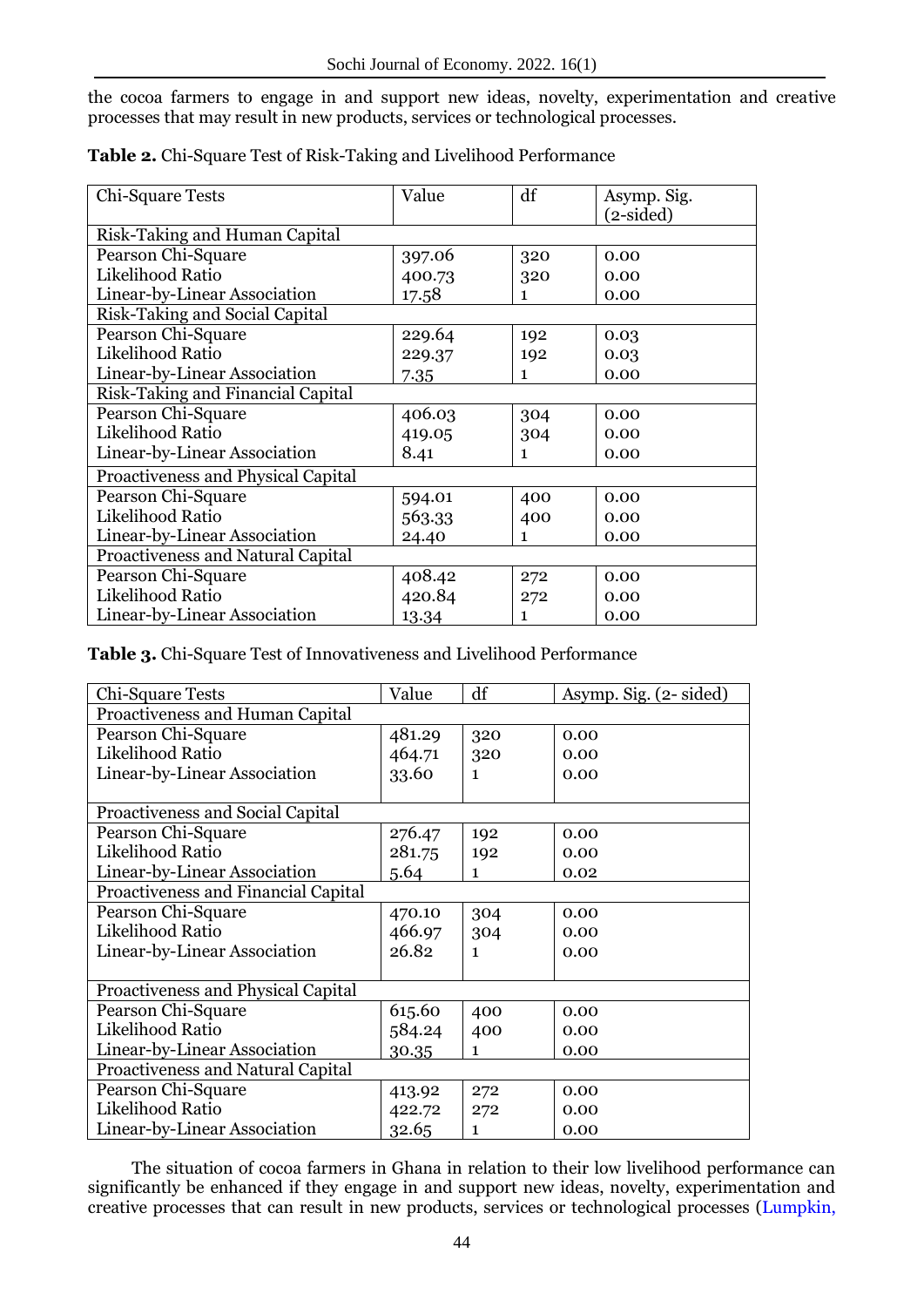the cocoa farmers to engage in and support new ideas, novelty, experimentation and creative processes that may result in new products, services or technological processes.

**Table 2.** Chi-Square Test of Risk-Taking and Livelihood Performance

| Chi-Square Tests | Value | df | Asymp. Sig. (2-sided) |
|---|---|---|---|
| Risk-Taking and Human Capital | | | |
| Pearson Chi-Square | 397.06 | 320 | 0.00 |
| Likelihood Ratio | 400.73 | 320 | 0.00 |
| Linear-by-Linear Association | 17.58 | 1 | 0.00 |
| Risk-Taking and Social Capital | | | |
| Pearson Chi-Square | 229.64 | 192 | 0.03 |
| Likelihood Ratio | 229.37 | 192 | 0.03 |
| Linear-by-Linear Association | 7.35 | 1 | 0.00 |
| Risk-Taking and Financial Capital | | | |
| Pearson Chi-Square | 406.03 | 304 | 0.00 |
| Likelihood Ratio | 419.05 | 304 | 0.00 |
| Linear-by-Linear Association | 8.41 | 1 | 0.00 |
| Proactiveness and Physical Capital | | | |
| Pearson Chi-Square | 594.01 | 400 | 0.00 |
| Likelihood Ratio | 563.33 | 400 | 0.00 |
| Linear-by-Linear Association | 24.40 | 1 | 0.00 |
| Proactiveness and Natural Capital | | | |
| Pearson Chi-Square | 408.42 | 272 | 0.00 |
| Likelihood Ratio | 420.84 | 272 | 0.00 |
| Linear-by-Linear Association | 13.34 | 1 | 0.00 |

**Table 3.** Chi-Square Test of Innovativeness and Livelihood Performance

| Chi-Square Tests | Value | df | Asymp. Sig. (2- sided) |
|---|---|---|---|
| Proactiveness and Human Capital | | | |
| Pearson Chi-Square | 481.29 | 320 | 0.00 |
| Likelihood Ratio | 464.71 | 320 | 0.00 |
| Linear-by-Linear Association | 33.60 | 1 | 0.00 |
| Proactiveness and Social Capital | | | |
| Pearson Chi-Square | 276.47 | 192 | 0.00 |
| Likelihood Ratio | 281.75 | 192 | 0.00 |
| Linear-by-Linear Association | 5.64 | 1 | 0.02 |
| Proactiveness and Financial Capital | | | |
| Pearson Chi-Square | 470.10 | 304 | 0.00 |
| Likelihood Ratio | 466.97 | 304 | 0.00 |
| Linear-by-Linear Association | 26.82 | 1 | 0.00 |
| Proactiveness and Physical Capital | | | |
| Pearson Chi-Square | 615.60 | 400 | 0.00 |
| Likelihood Ratio | 584.24 | 400 | 0.00 |
| Linear-by-Linear Association | 30.35 | 1 | 0.00 |
| Proactiveness and Natural Capital | | | |
| Pearson Chi-Square | 413.92 | 272 | 0.00 |
| Likelihood Ratio | 422.72 | 272 | 0.00 |
| Linear-by-Linear Association | 32.65 | 1 | 0.00 |

The situation of cocoa farmers in Ghana in relation to their low livelihood performance can significantly be enhanced if they engage in and support new ideas, novelty, experimentation and creative processes that can result in new products, services or technological processes (Lumpkin,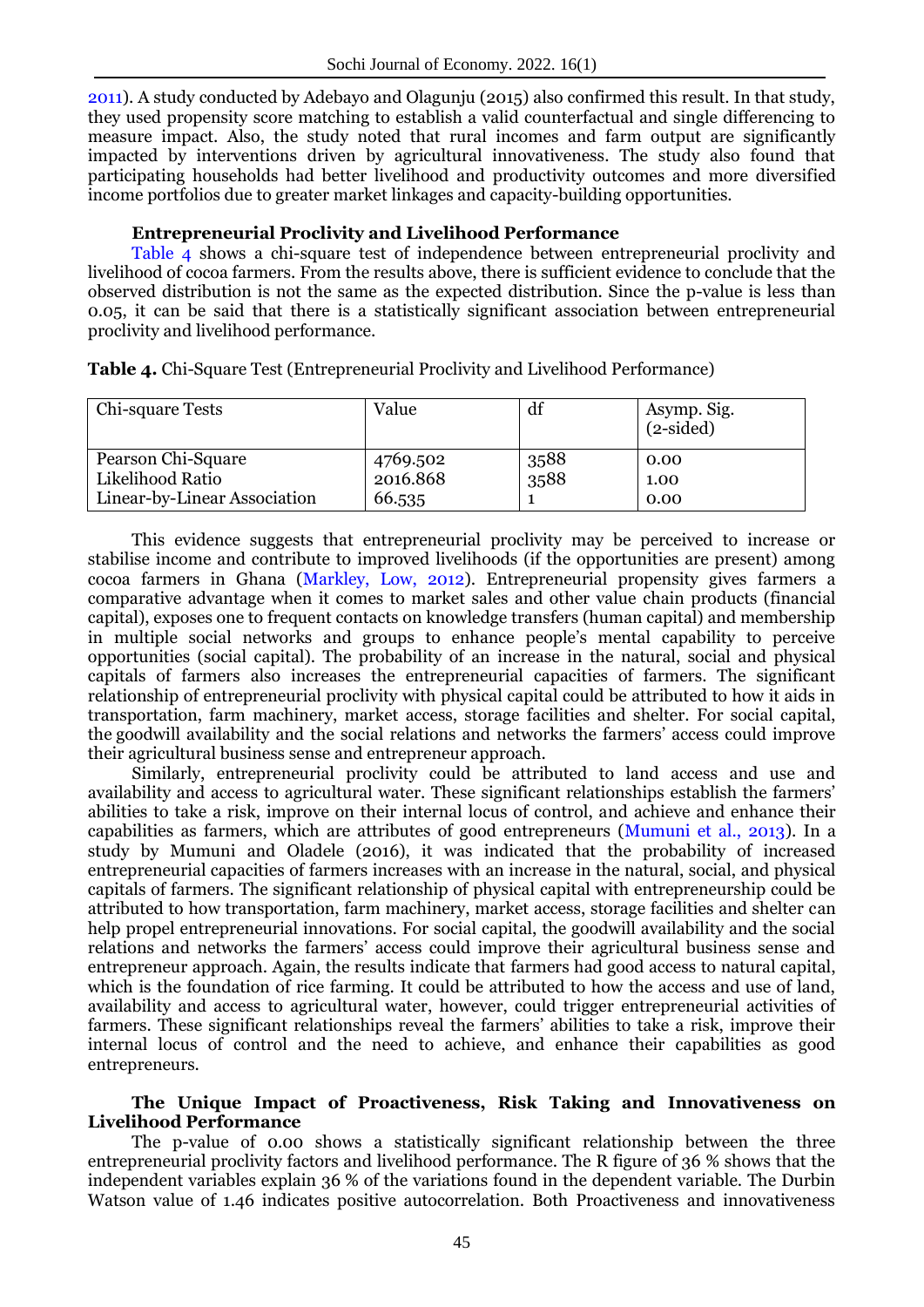2011). A study conducted by Adebayo and Olagunju (2015) also confirmed this result. In that study, they used propensity score matching to establish a valid counterfactual and single differencing to measure impact. Also, the study noted that rural incomes and farm output are significantly impacted by interventions driven by agricultural innovativeness. The study also found that participating households had better livelihood and productivity outcomes and more diversified income portfolios due to greater market linkages and capacity-building opportunities.

**Entrepreneurial Proclivity and Livelihood Performance**

Table 4 shows a chi-square test of independence between entrepreneurial proclivity and livelihood of cocoa farmers. From the results above, there is sufficient evidence to conclude that the observed distribution is not the same as the expected distribution. Since the p-value is less than 0.05, it can be said that there is a statistically significant association between entrepreneurial proclivity and livelihood performance.

**Table 4.** Chi-Square Test (Entrepreneurial Proclivity and Livelihood Performance)

| Chi-square Tests | Value | df | Asymp. Sig. (2-sided) |
|---|---|---|---|
| Pearson Chi-Square | 4769.502 | 3588 | 0.00 |
| Likelihood Ratio | 2016.868 | 3588 | 1.00 |
| Linear-by-Linear Association | 66.535 | 1 | 0.00 |

This evidence suggests that entrepreneurial proclivity may be perceived to increase or stabilise income and contribute to improved livelihoods (if the opportunities are present) among cocoa farmers in Ghana (Markley, Low, 2012). Entrepreneurial propensity gives farmers a comparative advantage when it comes to market sales and other value chain products (financial capital), exposes one to frequent contacts on knowledge transfers (human capital) and membership in multiple social networks and groups to enhance people's mental capability to perceive opportunities (social capital). The probability of an increase in the natural, social and physical capitals of farmers also increases the entrepreneurial capacities of farmers. The significant relationship of entrepreneurial proclivity with physical capital could be attributed to how it aids in transportation, farm machinery, market access, storage facilities and shelter. For social capital, the goodwill availability and the social relations and networks the farmers' access could improve their agricultural business sense and entrepreneur approach.

Similarly, entrepreneurial proclivity could be attributed to land access and use and availability and access to agricultural water. These significant relationships establish the farmers' abilities to take a risk, improve on their internal locus of control, and achieve and enhance their capabilities as farmers, which are attributes of good entrepreneurs (Mumuni et al., 2013). In a study by Mumuni and Oladele (2016), it was indicated that the probability of increased entrepreneurial capacities of farmers increases with an increase in the natural, social, and physical capitals of farmers. The significant relationship of physical capital with entrepreneurship could be attributed to how transportation, farm machinery, market access, storage facilities and shelter can help propel entrepreneurial innovations. For social capital, the goodwill availability and the social relations and networks the farmers' access could improve their agricultural business sense and entrepreneur approach. Again, the results indicate that farmers had good access to natural capital, which is the foundation of rice farming. It could be attributed to how the access and use of land, availability and access to agricultural water, however, could trigger entrepreneurial activities of farmers. These significant relationships reveal the farmers' abilities to take a risk, improve their internal locus of control and the need to achieve, and enhance their capabilities as good entrepreneurs.

**The Unique Impact of Proactiveness, Risk Taking and Innovativeness on Livelihood Performance**

The p-value of 0.00 shows a statistically significant relationship between the three entrepreneurial proclivity factors and livelihood performance. The R figure of 36 % shows that the independent variables explain 36 % of the variations found in the dependent variable. The Durbin Watson value of 1.46 indicates positive autocorrelation. Both Proactiveness and innovativeness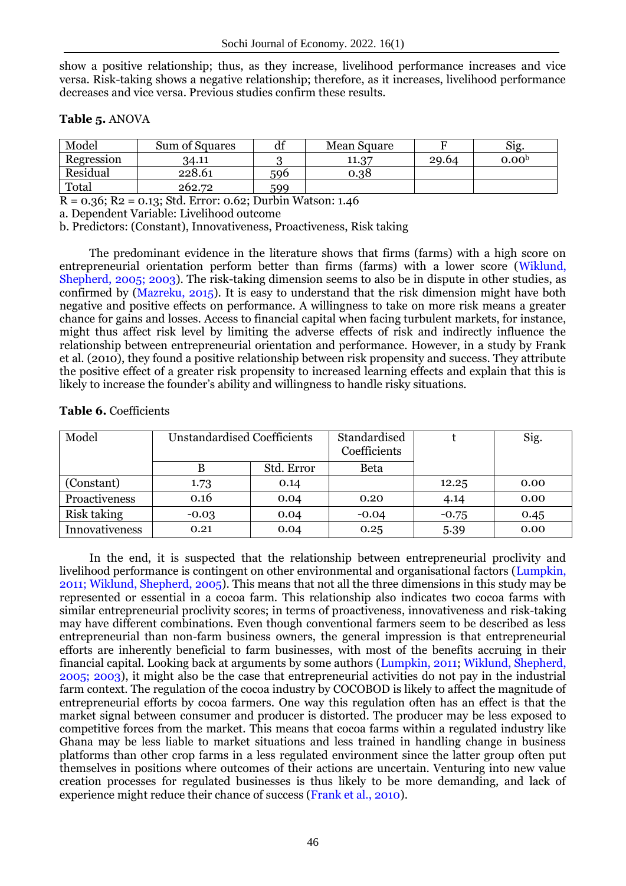show a positive relationship; thus, as they increase, livelihood performance increases and vice versa. Risk-taking shows a negative relationship; therefore, as it increases, livelihood performance decreases and vice versa. Previous studies confirm these results.

**Table 5.** ANOVA

| Model | Sum of Squares | df | Mean Square | F | Sig. |
|---|---|---|---|---|---|
| Regression | 34.11 | 3 | 11.37 | 29.64 | 0.00[b] |
| Residual | 228.61 | 596 | 0.38 | | |
| Total | 262.72 | 599 | | | |

R = 0.36; R2 = 0.13; Std. Error: 0.62; Durbin Watson: 1.46

a. Dependent Variable: Livelihood outcome

b. Predictors: (Constant), Innovativeness, Proactiveness, Risk taking

The predominant evidence in the literature shows that firms (farms) with a high score on entrepreneurial orientation perform better than firms (farms) with a lower score (Wiklund, Shepherd, 2005; 2003). The risk-taking dimension seems to also be in dispute in other studies, as confirmed by (Mazreku, 2015). It is easy to understand that the risk dimension might have both negative and positive effects on performance. A willingness to take on more risk means a greater chance for gains and losses. Access to financial capital when facing turbulent markets, for instance, might thus affect risk level by limiting the adverse effects of risk and indirectly influence the relationship between entrepreneurial orientation and performance. However, in a study by Frank et al. (2010), they found a positive relationship between risk propensity and success. They attribute the positive effect of a greater risk propensity to increased learning effects and explain that this is likely to increase the founder's ability and willingness to handle risky situations.

**Table 6.** Coefficients

| Model | Unstandardised Coefficients | | Standardised Coefficients | t | Sig. |
|---|---|---|---|---|---|
| | B | Std. Error | Beta | | |
| (Constant) | 1.73 | 0.14 | | 12.25 | 0.00 |
| Proactiveness | 0.16 | 0.04 | 0.20 | 4.14 | 0.00 |
| Risk taking | -0.03 | 0.04 | -0.04 | -0.75 | 0.45 |
| Innovativeness | 0.21 | 0.04 | 0.25 | 5.39 | 0.00 |

In the end, it is suspected that the relationship between entrepreneurial proclivity and livelihood performance is contingent on other environmental and organisational factors (Lumpkin, 2011; Wiklund, Shepherd, 2005). This means that not all the three dimensions in this study may be represented or essential in a cocoa farm. This relationship also indicates two cocoa farms with similar entrepreneurial proclivity scores; in terms of proactiveness, innovativeness and risk-taking may have different combinations. Even though conventional farmers seem to be described as less entrepreneurial than non-farm business owners, the general impression is that entrepreneurial efforts are inherently beneficial to farm businesses, with most of the benefits accruing in their financial capital. Looking back at arguments by some authors (Lumpkin, 2011; Wiklund, Shepherd, 2005; 2003), it might also be the case that entrepreneurial activities do not pay in the industrial farm context. The regulation of the cocoa industry by COCOBOD is likely to affect the magnitude of entrepreneurial efforts by cocoa farmers. One way this regulation often has an effect is that the market signal between consumer and producer is distorted. The producer may be less exposed to competitive forces from the market. This means that cocoa farms within a regulated industry like Ghana may be less liable to market situations and less trained in handling change in business platforms than other crop farms in a less regulated environment since the latter group often put themselves in positions where outcomes of their actions are uncertain. Venturing into new value creation processes for regulated businesses is thus likely to be more demanding, and lack of experience might reduce their chance of success (Frank et al., 2010).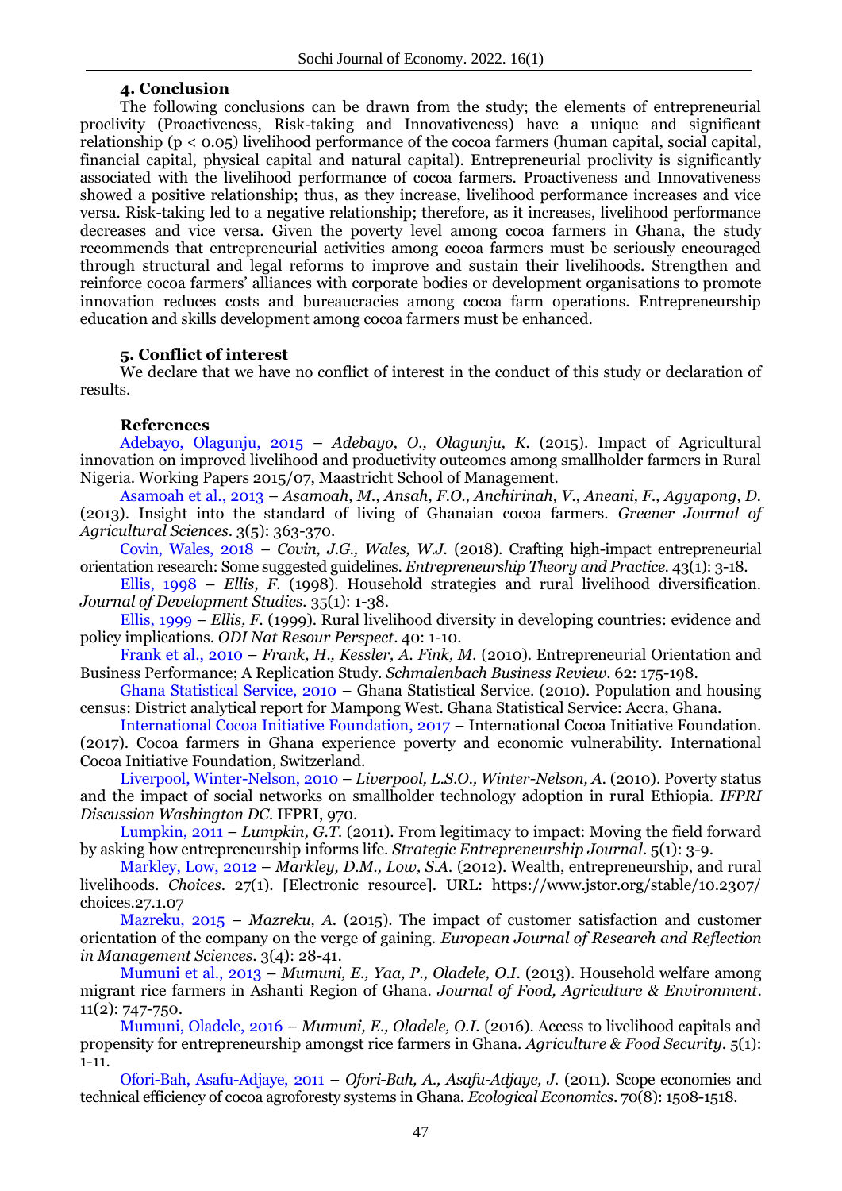## 4. Conclusion

The following conclusions can be drawn from the study; the elements of entrepreneurial proclivity (Proactiveness, Risk-taking and Innovativeness) have a unique and significant relationship ($p < 0.05$) livelihood performance of the cocoa farmers (human capital, social capital, financial capital, physical capital and natural capital). Entrepreneurial proclivity is significantly associated with the livelihood performance of cocoa farmers. Proactiveness and Innovativeness showed a positive relationship; thus, as they increase, livelihood performance increases and vice versa. Risk-taking led to a negative relationship; therefore, as it increases, livelihood performance decreases and vice versa. Given the poverty level among cocoa farmers in Ghana, the study recommends that entrepreneurial activities among cocoa farmers must be seriously encouraged through structural and legal reforms to improve and sustain their livelihoods. Strengthen and reinforce cocoa farmers' alliances with corporate bodies or development organisations to promote innovation reduces costs and bureaucracies among cocoa farm operations. Entrepreneurship education and skills development among cocoa farmers must be enhanced.

## 5. Conflict of interest

We declare that we have no conflict of interest in the conduct of this study or declaration of results.

## References

Adebayo, Olagunju, 2015 – *Adebayo, O., Olagunju, K.* (2015). Impact of Agricultural innovation on improved livelihood and productivity outcomes among smallholder farmers in Rural Nigeria. Working Papers 2015/07, Maastricht School of Management.

Asamoah et al., 2013 – *Asamoah, M., Ansah, F.O., Anchirinah, V., Aneani, F., Agyapong, D.* (2013). Insight into the standard of living of Ghanaian cocoa farmers. *Greener Journal of Agricultural Sciences*. 3(5): 363-370.

Covin, Wales, 2018 – *Covin, J.G., Wales, W.J.* (2018). Crafting high-impact entrepreneurial orientation research: Some suggested guidelines. *Entrepreneurship Theory and Practice*. 43(1): 3-18.

Ellis, 1998 – *Ellis, F.* (1998). Household strategies and rural livelihood diversification. *Journal of Development Studies*. 35(1): 1-38.

Ellis, 1999 – *Ellis, F.* (1999). Rural livelihood diversity in developing countries: evidence and policy implications. *ODI Nat Resour Perspect*. 40: 1-10.

Frank et al., 2010 – *Frank, H., Kessler, A. Fink, M.* (2010). Entrepreneurial Orientation and Business Performance; A Replication Study. *Schmalenbach Business Review*. 62: 175-198.

Ghana Statistical Service, 2010 – Ghana Statistical Service. (2010). Population and housing census: District analytical report for Mampong West. Ghana Statistical Service: Accra, Ghana.

International Cocoa Initiative Foundation, 2017 – International Cocoa Initiative Foundation. (2017). Cocoa farmers in Ghana experience poverty and economic vulnerability. International Cocoa Initiative Foundation, Switzerland.

Liverpool, Winter-Nelson, 2010 – *Liverpool, L.S.O., Winter-Nelson, A.* (2010). Poverty status and the impact of social networks on smallholder technology adoption in rural Ethiopia. *IFPRI Discussion Washington DC*. IFPRI, 970.

Lumpkin, 2011 – *Lumpkin, G.T.* (2011). From legitimacy to impact: Moving the field forward by asking how entrepreneurship informs life. *Strategic Entrepreneurship Journal*. 5(1): 3-9.

Markley, Low, 2012 – *Markley, D.M., Low, S.A.* (2012). Wealth, entrepreneurship, and rural livelihoods. *Choices*. 27(1). [Electronic resource]. URL: https://www.jstor.org/stable/10.2307/choices.27.1.07

Mazreku, 2015 – *Mazreku, A.* (2015). The impact of customer satisfaction and customer orientation of the company on the verge of gaining. *European Journal of Research and Reflection in Management Sciences*. 3(4): 28-41.

Mumuni et al., 2013 – *Mumuni, E., Yaa, P., Oladele, O.I.* (2013). Household welfare among migrant rice farmers in Ashanti Region of Ghana. *Journal of Food, Agriculture & Environment*. 11(2): 747-750.

Mumuni, Oladele, 2016 – *Mumuni, E., Oladele, O.I.* (2016). Access to livelihood capitals and propensity for entrepreneurship amongst rice farmers in Ghana. *Agriculture & Food Security*. 5(1): 1-11.

Ofori-Bah, Asafu-Adjaye, 2011 – *Ofori-Bah, A., Asafu-Adjaye, J.* (2011). Scope economies and technical efficiency of cocoa agroforesty systems in Ghana. *Ecological Economics*. 70(8): 1508-1518.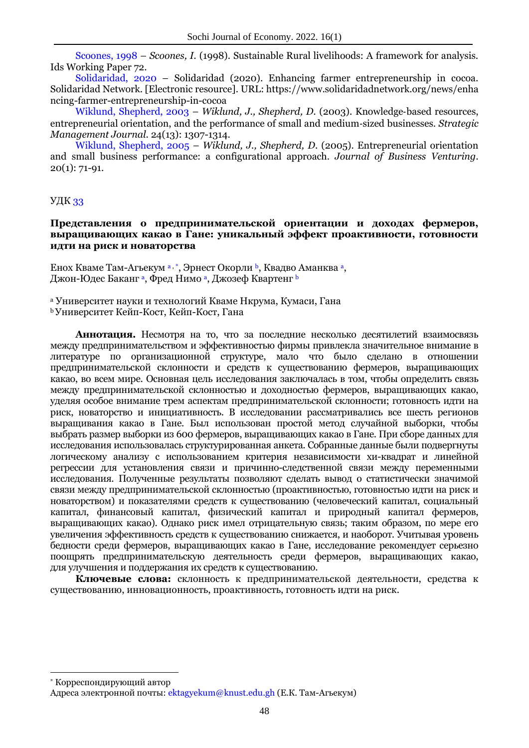Scoones, 1998 – *Scoones, I.* (1998). Sustainable Rural livelihoods: A framework for analysis. Ids Working Paper 72.

Solidaridad, 2020 – Solidaridad (2020). Enhancing farmer entrepreneurship in cocoa. Solidaridad Network. [Electronic resource]. URL: https://www.solidaridadnetwork.org/news/enhancing-farmer-entrepreneurship-in-cocoa

Wiklund, Shepherd, 2003 – *Wiklund, J., Shepherd, D.* (2003). Knowledge-based resources, entrepreneurial orientation, and the performance of small and medium-sized businesses. *Strategic Management Journal*. 24(13): 1307-1314.

Wiklund, Shepherd, 2005 – *Wiklund, J., Shepherd, D.* (2005). Entrepreneurial orientation and small business performance: a configurational approach. *Journal of Business Venturing*. 20(1): 71-91.

УДК 33

**Представления о предпринимательской ориентации и доходах фермеров, выращивающих какао в Гане: уникальный эффект проактивности, готовности идти на риск и новаторства**

Енох Кваме Там-Агьекум [a, *], Эрнест Окорли [b], Квадво Аманква [a], Джон-Юдес Баканг [a], Фред Нимо [a], Джозеф Квартенг [b]

[a] Университет науки и технологий Кваме Нкрума, Кумаси, Гана
[b] Университет Кейп-Кост, Кейп-Кост, Гана

**Аннотация.** Несмотря на то, что за последние несколько десятилетий взаимосвязь между предпринимательством и эффективностью фирмы привлекла значительное внимание в литературе по организационной структуре, мало что было сделано в отношении предпринимательской склонности и средств к существованию фермеров, выращивающих какао, во всем мире. Основная цель исследования заключалась в том, чтобы определить связь между предпринимательской склонностью и доходностью фермеров, выращивающих какао, уделяя особое внимание трем аспектам предпринимательской склонности; готовность идти на риск, новаторство и инициативность. В исследовании рассматривались все шесть регионов выращивания какао в Гане. Был использован простой метод случайной выборки, чтобы выбрать размер выборки из 600 фермеров, выращивающих какао в Гане. При сборе данных для исследования использовалась структурированная анкета. Собранные данные были подвергнуты логическому анализу с использованием критерия независимости хи-квадрат и линейной регрессии для установления связи и причинно-следственной связи между переменными исследования. Полученные результаты позволяют сделать вывод о статистически значимой связи между предпринимательской склонностью (проактивностью, готовностью идти на риск и новаторством) и показателями средств к существованию (человеческий капитал, социальный капитал, финансовый капитал, физический капитал и природный капитал фермеров, выращивающих какао). Однако риск имел отрицательную связь; таким образом, по мере его увеличения эффективность средств к существованию снижается, и наоборот. Учитывая уровень бедности среди фермеров, выращивающих какао в Гане, исследование рекомендует серьезно поощрять предпринимательскую деятельность среди фермеров, выращивающих какао, для улучшения и поддержания их средств к существованию.

**Ключевые слова:** склонность к предпринимательской деятельности, средства к существованию, инновационность, проактивность, готовность идти на риск.

[*] Корреспондирующий автор
Адреса электронной почты: ektagyekum@knust.edu.gh (Е.К. Там-Агьекум)